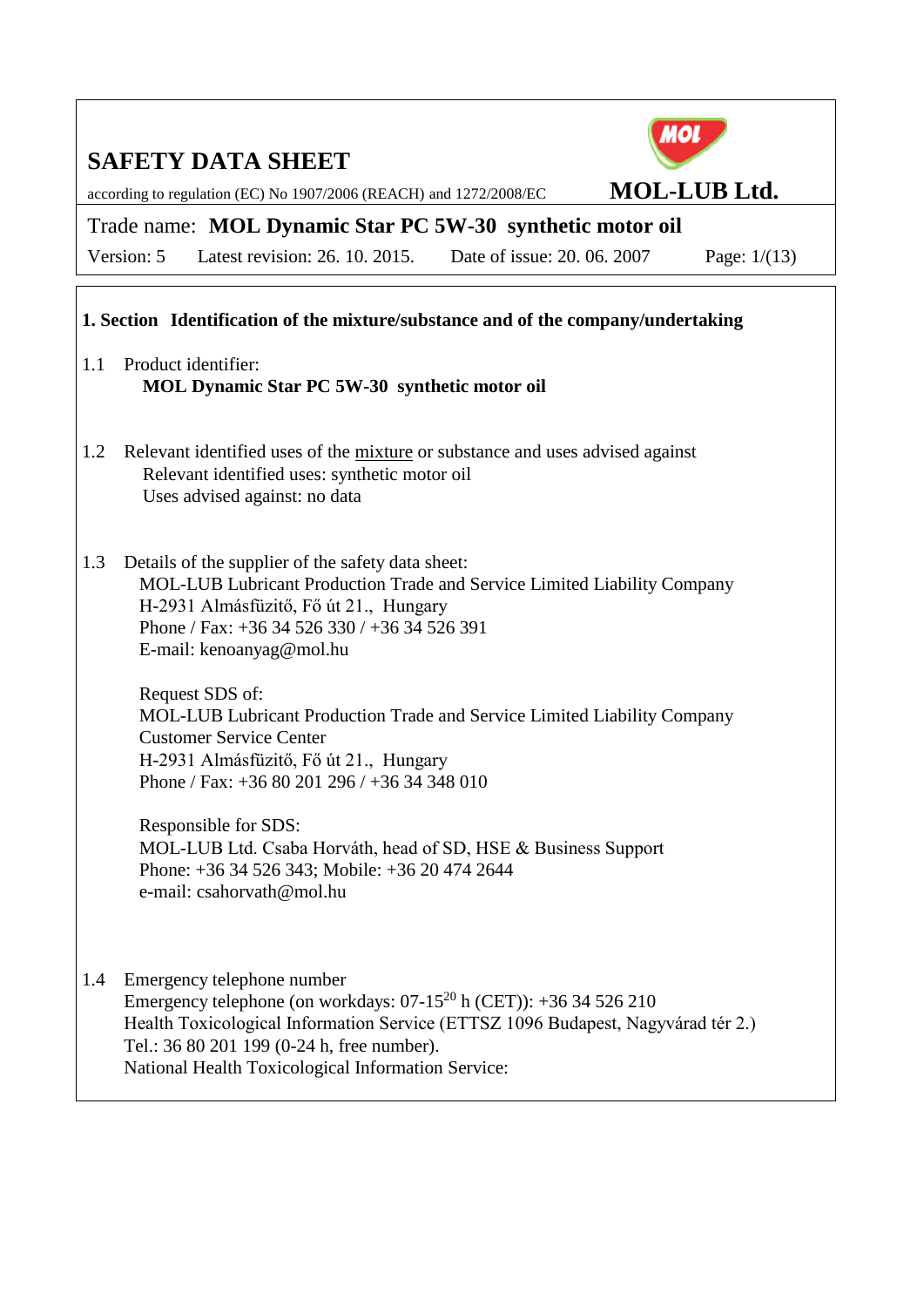# SAFETY DATA SHEET

according to regulation (EC) No 1907/2006 (REACH) and 1272/2008/EC

**MOL-LUB Ltd.**

Trade name: **MOL Dynamic Star PC 5W-30 synthetic motor oil**

Version: 5 Latest revision: 26. 10. 2015. Date of issue: 20. 06. 2007

## 1. Section Identification of the mixture/substance and of the company/undertaking

1.1 Product identifier:

**MOL Dynamic Star PC 5W-30 synthetic motor oil**

1.2 Relevant identified uses of the mixture or substance and uses advised against

Relevant identified uses: synthetic motor oil

Uses advised against: no data

1.3 Details of the supplier of the safety data sheet:

MOL-LUB Lubricant Production Trade and Service Limited Liability Company
H-2931 Almásfüzitő, Fő út 21., Hungary
Phone / Fax: +36 34 526 330 / +36 34 526 391
E-mail: kenoanyag@mol.hu

Request SDS of:
MOL-LUB Lubricant Production Trade and Service Limited Liability Company
Customer Service Center
H-2931 Almásfüzitő, Fő út 21., Hungary
Phone / Fax: +36 80 201 296 / +36 34 348 010

Responsible for SDS:
MOL-LUB Ltd. Csaba Horváth, head of SD, HSE & Business Support
Phone: +36 34 526 343; Mobile: +36 20 474 2644
e-mail: csahorvath@mol.hu

1.4 Emergency telephone number

Emergency telephone (on workdays: 07-15[20] h (CET)): +36 34 526 210
Health Toxicological Information Service (ETTSZ 1096 Budapest, Nagyvárad tér 2.)
Tel.: 36 80 201 199 (0-24 h, free number).
National Health Toxicological Information Service: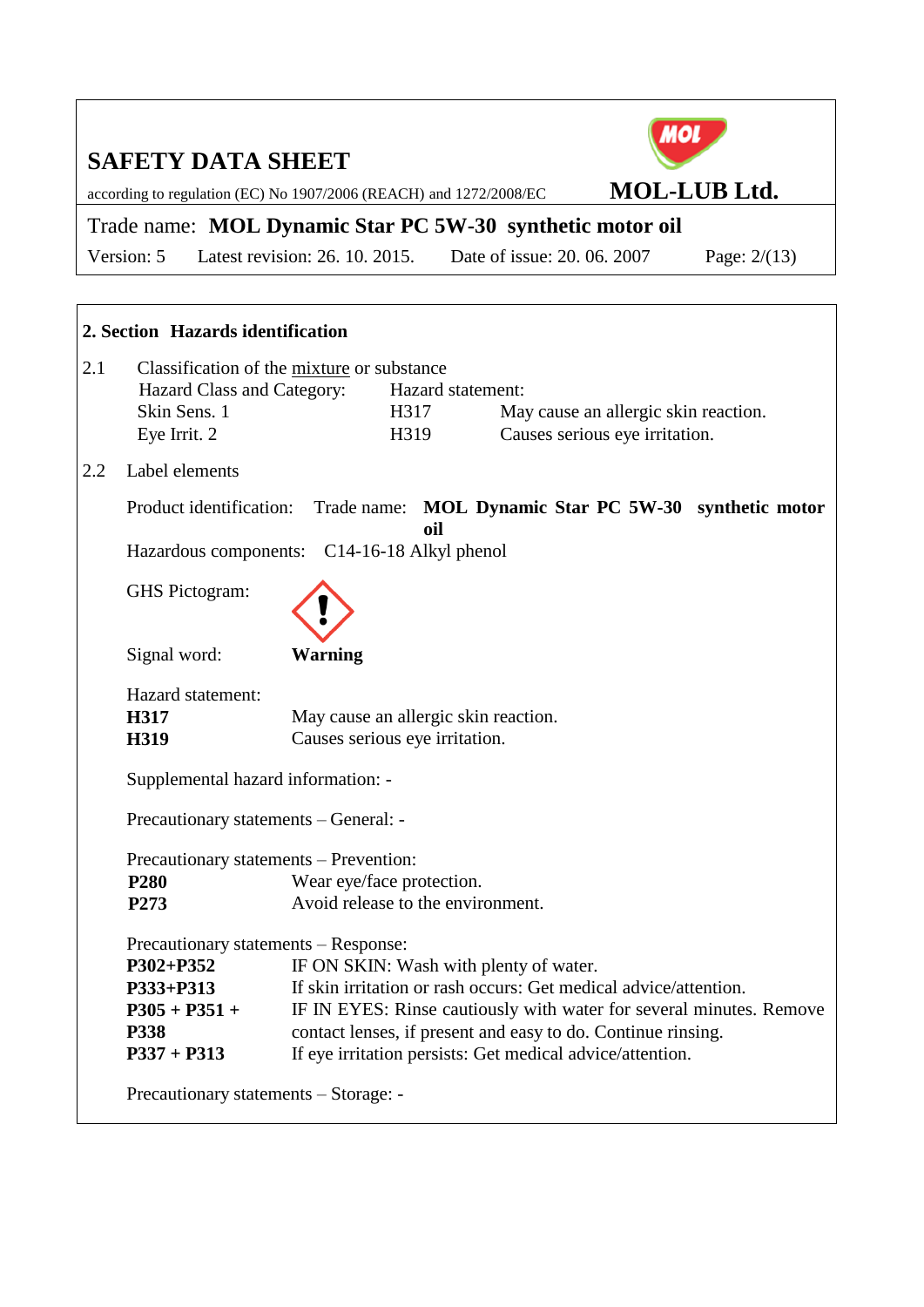## 2. Section Hazards identification

2.1 Classification of the mixture or substance

| Hazard Class and Category: | Hazard statement: | |
|---|---|---|
| Skin Sens. 1 | H317 | May cause an allergic skin reaction. |
| Eye Irrit. 2 | H319 | Causes serious eye irritation. |

2.2 Label elements

Product identification: Trade name: **MOL Dynamic Star PC 5W-30 synthetic motor oil**

Hazardous components: C14-16-18 Alkyl phenol

GHS Pictogram:

Signal word: **Warning**

Hazard statement:

**H317** May cause an allergic skin reaction.
**H319** Causes serious eye irritation.

Supplemental hazard information: -

Precautionary statements – General: -

Precautionary statements – Prevention:

**P280** Wear eye/face protection.
**P273** Avoid release to the environment.

Precautionary statements – Response:

**P302+P352** IF ON SKIN: Wash with plenty of water.
**P333+P313** If skin irritation or rash occurs: Get medical advice/attention.
**P305 + P351 + P338** IF IN EYES: Rinse cautiously with water for several minutes. Remove contact lenses, if present and easy to do. Continue rinsing.
**P337 + P313** If eye irritation persists: Get medical advice/attention.

Precautionary statements – Storage: -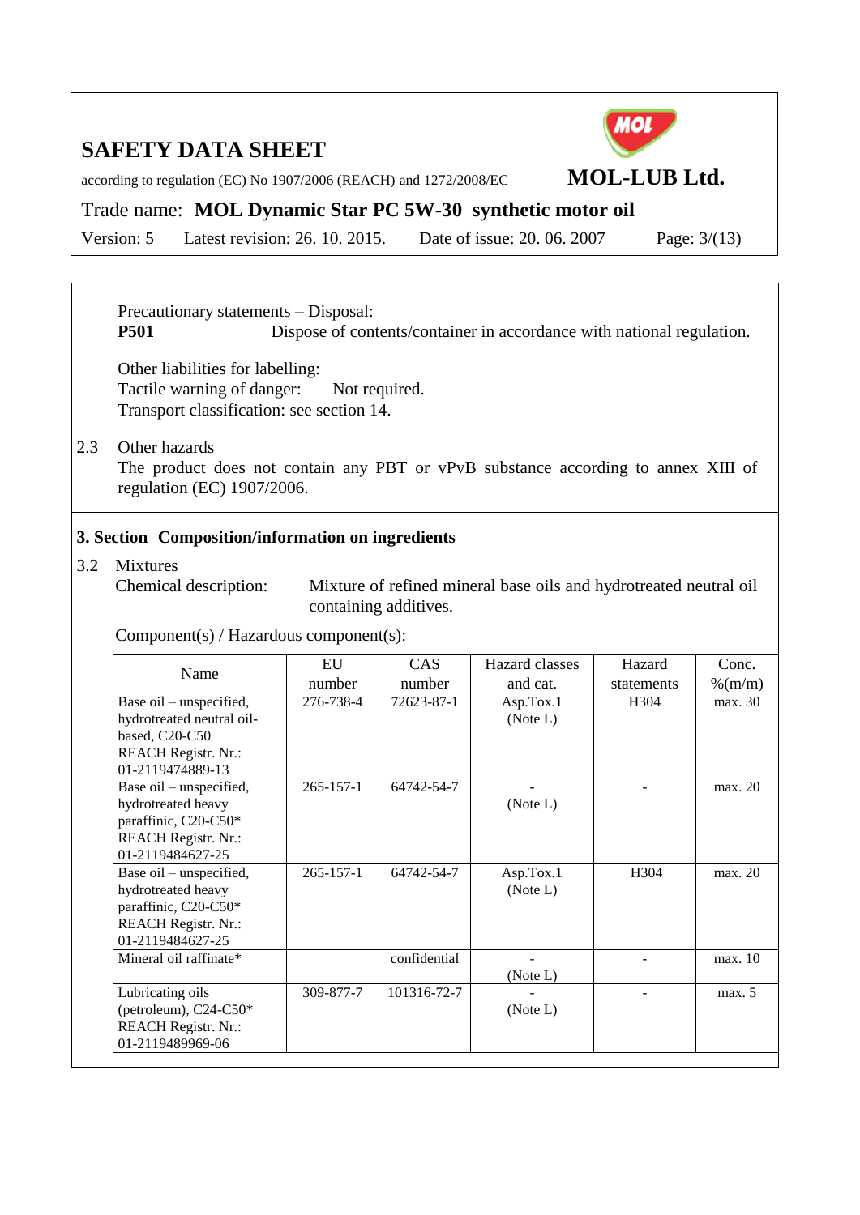Precautionary statements – Disposal:

**P501** Dispose of contents/container in accordance with national regulation.

Other liabilities for labelling:
Tactile warning of danger: Not required.
Transport classification: see section 14.

2.3 Other hazards

The product does not contain any PBT or vPvB substance according to annex XIII of regulation (EC) 1907/2006.

## 3. Section Composition/information on ingredients

3.2 Mixtures

Chemical description: Mixture of refined mineral base oils and hydrotreated neutral oil containing additives.

Component(s) / Hazardous component(s):

| Name | EU number | CAS number | Hazard classes and cat. | Hazard statements | Conc. %(m/m) |
|---|---|---|---|---|---|
| Base oil – unspecified, hydrotreated neutral oil-based, C20-C50 REACH Registr. Nr.: 01-2119474889-13 | 276-738-4 | 72623-87-1 | Asp.Tox.1 (Note L) | H304 | max. 30 |
| Base oil – unspecified, hydrotreated heavy paraffinic, C20-C50* REACH Registr. Nr.: 01-2119484627-25 | 265-157-1 | 64742-54-7 | - (Note L) | - | max. 20 |
| Base oil – unspecified, hydrotreated heavy paraffinic, C20-C50* REACH Registr. Nr.: 01-2119484627-25 | 265-157-1 | 64742-54-7 | Asp.Tox.1 (Note L) | H304 | max. 20 |
| Mineral oil raffinate* | | confidential | - (Note L) | - | max. 10 |
| Lubricating oils (petroleum), C24-C50* REACH Registr. Nr.: 01-2119489969-06 | 309-877-7 | 101316-72-7 | - (Note L) | - | max. 5 |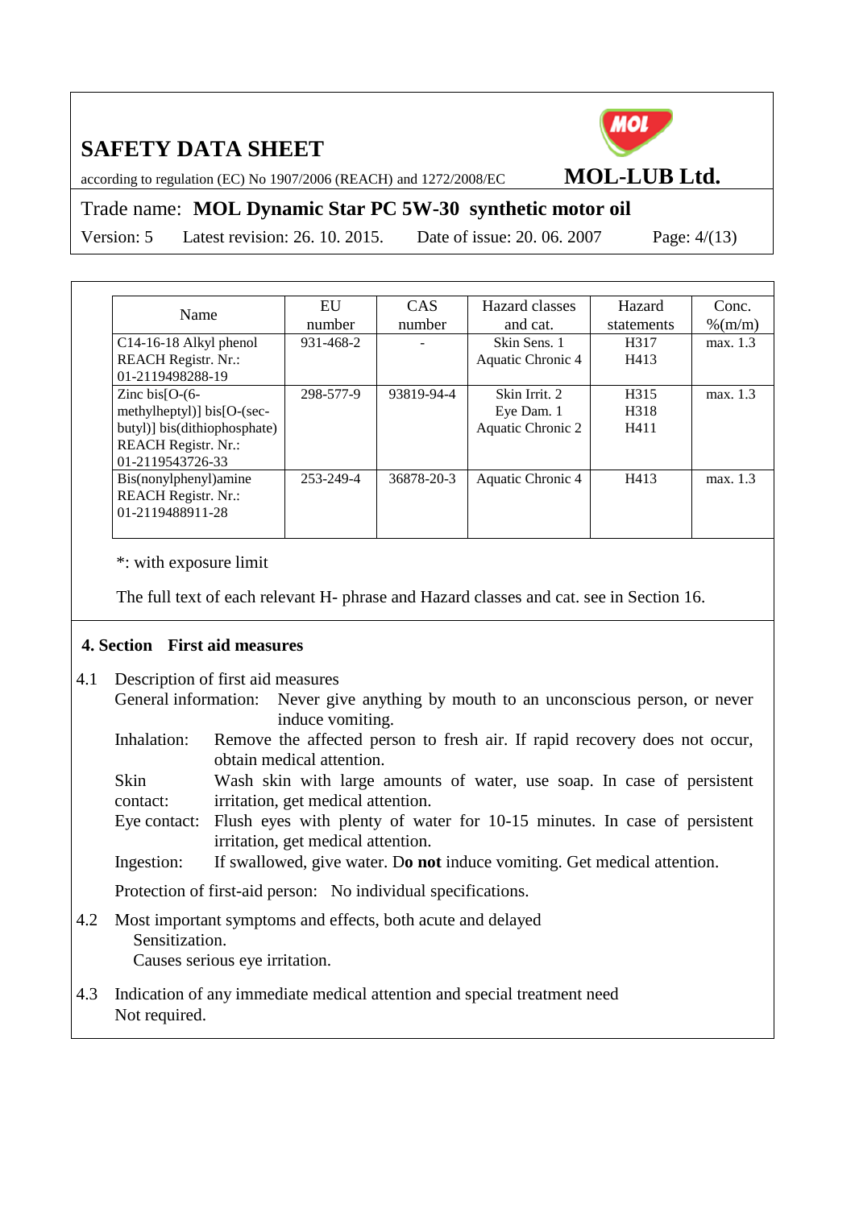| Name | EU number | CAS number | Hazard classes and cat. | Hazard statements | Conc. %(m/m) |
|---|---|---|---|---|---|
| C14-16-18 Alkyl phenol<br>REACH Registr. Nr.:<br>01-2119498288-19 | 931-468-2 | - | Skin Sens. 1<br>Aquatic Chronic 4 | H317<br>H413 | max. 1.3 |
| Zinc bis[O-(6-methylheptyl)] bis[O-(sec-butyl)] bis(dithiophosphate)<br>REACH Registr. Nr.:<br>01-2119543726-33 | 298-577-9 | 93819-94-4 | Skin Irrit. 2<br>Eye Dam. 1<br>Aquatic Chronic 2 | H315<br>H318<br>H411 | max. 1.3 |
| Bis(nonylphenyl)amine<br>REACH Registr. Nr.:<br>01-2119488911-28 | 253-249-4 | 36878-20-3 | Aquatic Chronic 4 | H413 | max. 1.3 |

*: with exposure limit

The full text of each relevant H- phrase and Hazard classes and cat. see in Section 16.

## 4. Section First aid measures

4.1 Description of first aid measures

General information: Never give anything by mouth to an unconscious person, or never induce vomiting.

Inhalation: Remove the affected person to fresh air. If rapid recovery does not occur, obtain medical attention.

Skin contact: Wash skin with large amounts of water, use soap. In case of persistent irritation, get medical attention.

Eye contact: Flush eyes with plenty of water for 10-15 minutes. In case of persistent irritation, get medical attention.

Ingestion: If swallowed, give water. D**o not** induce vomiting. Get medical attention.

Protection of first-aid person: No individual specifications.

4.2 Most important symptoms and effects, both acute and delayed

Sensitization.

Causes serious eye irritation.

4.3 Indication of any immediate medical attention and special treatment need

Not required.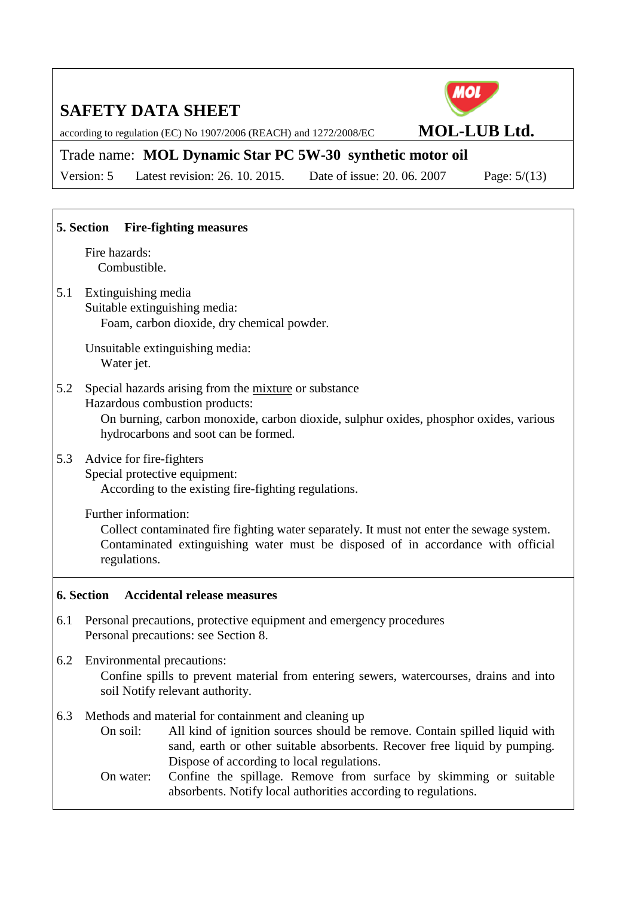## 5. Section Fire-fighting measures

Fire hazards:
Combustible.

5.1 Extinguishing media

Suitable extinguishing media:
Foam, carbon dioxide, dry chemical powder.

Unsuitable extinguishing media:
Water jet.

5.2 Special hazards arising from the mixture or substance

Hazardous combustion products:
On burning, carbon monoxide, carbon dioxide, sulphur oxides, phosphor oxides, various hydrocarbons and soot can be formed.

5.3 Advice for fire-fighters

Special protective equipment:
According to the existing fire-fighting regulations.

Further information:
Collect contaminated fire fighting water separately. It must not enter the sewage system. Contaminated extinguishing water must be disposed of in accordance with official regulations.

## 6. Section Accidental release measures

6.1 Personal precautions, protective equipment and emergency procedures
Personal precautions: see Section 8.

6.2 Environmental precautions:
Confine spills to prevent material from entering sewers, watercourses, drains and into soil Notify relevant authority.

6.3 Methods and material for containment and cleaning up

On soil: All kind of ignition sources should be remove. Contain spilled liquid with sand, earth or other suitable absorbents. Recover free liquid by pumping. Dispose of according to local regulations.

On water: Confine the spillage. Remove from surface by skimming or suitable absorbents. Notify local authorities according to regulations.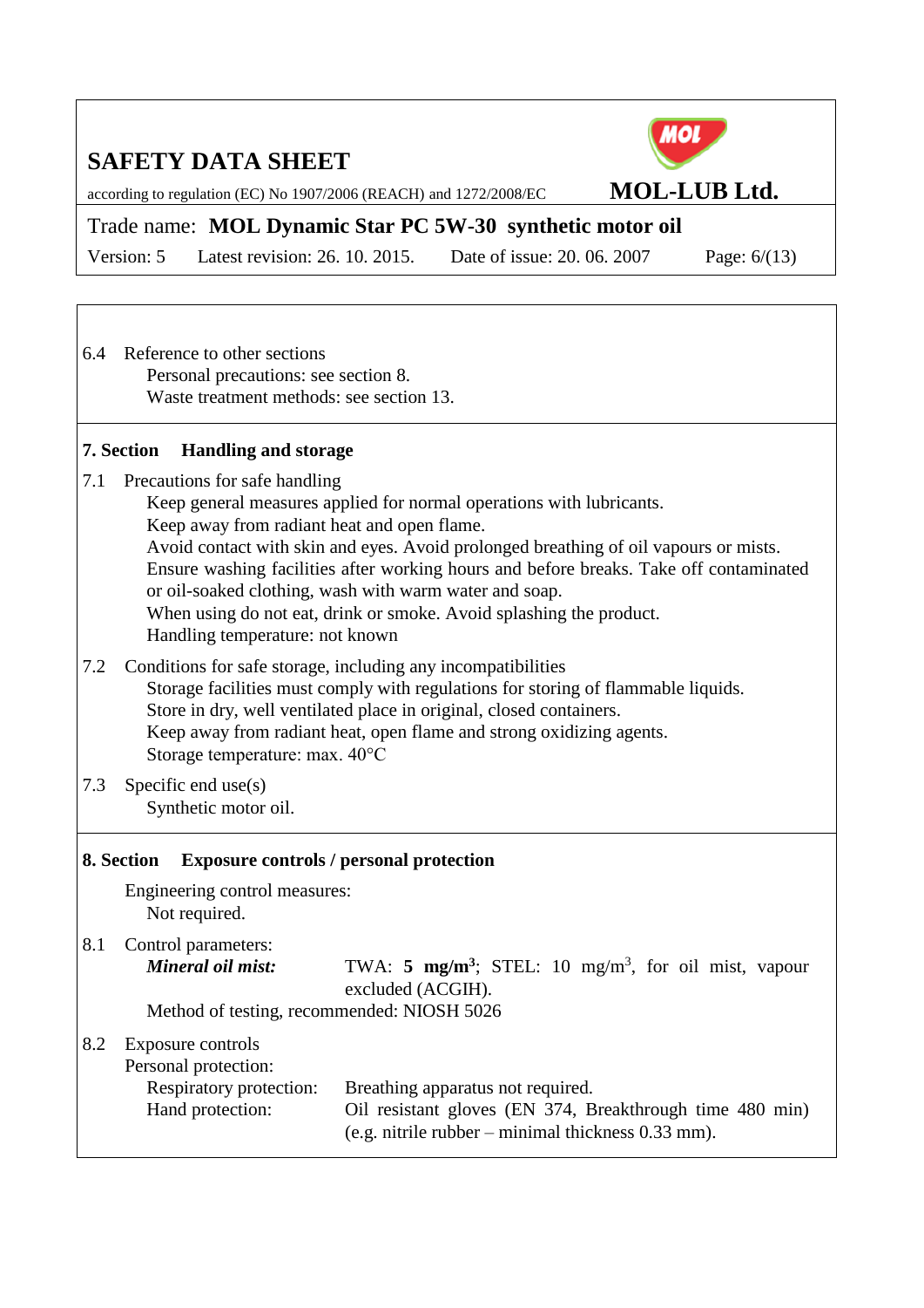6.4 Reference to other sections

Personal precautions: see section 8.
Waste treatment methods: see section 13.

## 7. Section Handling and storage

7.1 Precautions for safe handling

Keep general measures applied for normal operations with lubricants.
Keep away from radiant heat and open flame.
Avoid contact with skin and eyes. Avoid prolonged breathing of oil vapours or mists.
Ensure washing facilities after working hours and before breaks. Take off contaminated or oil-soaked clothing, wash with warm water and soap.
When using do not eat, drink or smoke. Avoid splashing the product.
Handling temperature: not known

7.2 Conditions for safe storage, including any incompatibilities

Storage facilities must comply with regulations for storing of flammable liquids.
Store in dry, well ventilated place in original, closed containers.
Keep away from radiant heat, open flame and strong oxidizing agents.
Storage temperature: max. 40°C

7.3 Specific end use(s)

Synthetic motor oil.

## 8. Section Exposure controls / personal protection

Engineering control measures:
Not required.

8.1 Control parameters:

***Mineral oil mist:*** TWA: **5 mg/m$^3$**; STEL: 10 mg/m$^3$, for oil mist, vapour excluded (ACGIH).

Method of testing, recommended: NIOSH 5026

8.2 Exposure controls

Personal protection:

Respiratory protection: Breathing apparatus not required.

Hand protection: Oil resistant gloves (EN 374, Breakthrough time 480 min) (e.g. nitrile rubber – minimal thickness 0.33 mm).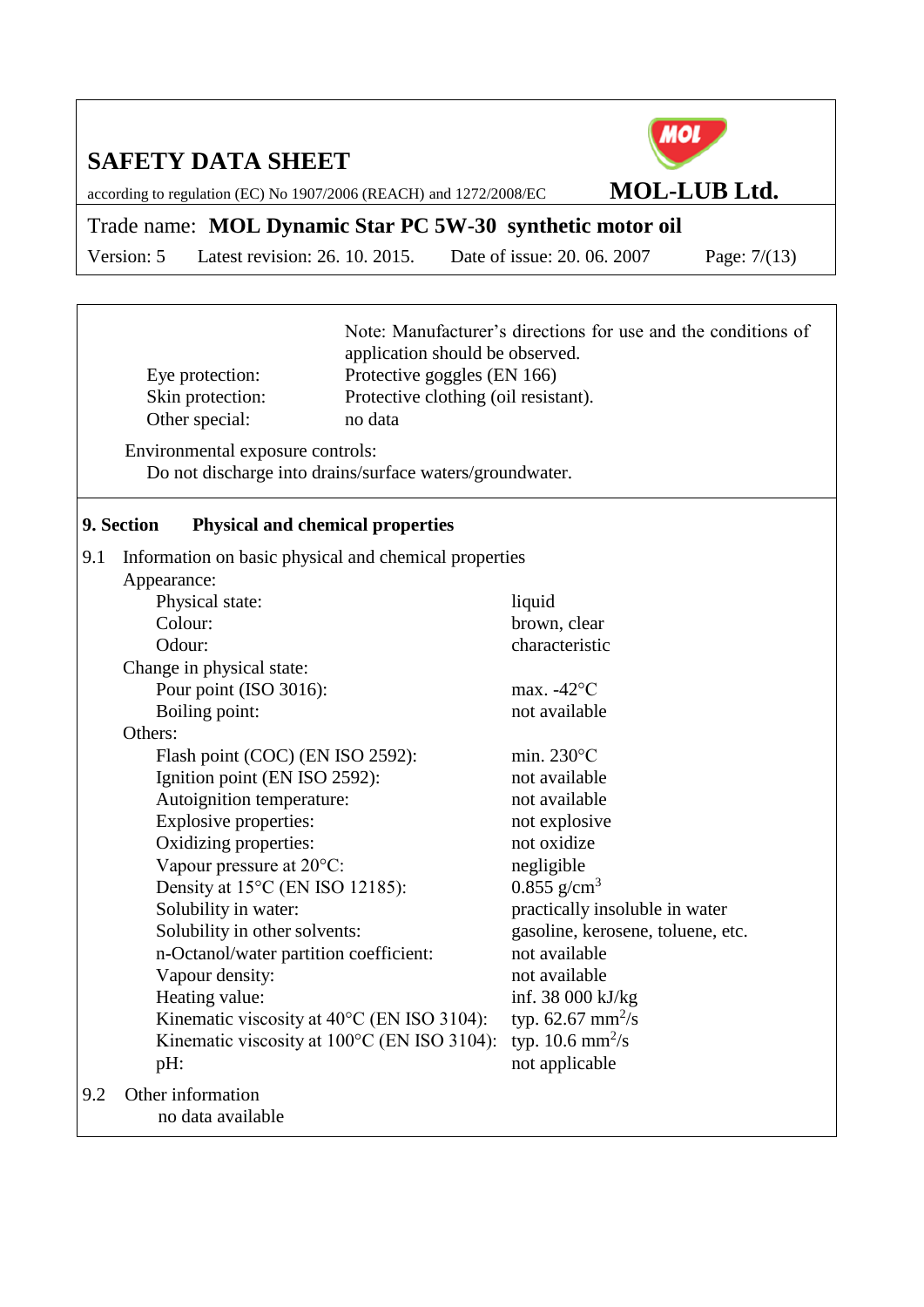Note: Manufacturer's directions for use and the conditions of application should be observed.

| | |
|---|---|
| Eye protection: | Protective goggles (EN 166) |
| Skin protection: | Protective clothing (oil resistant). |
| Other special: | no data |

Environmental exposure controls:

Do not discharge into drains/surface waters/groundwater.

## 9. Section Physical and chemical properties

9.1 Information on basic physical and chemical properties

| Property | Value |
|---|---|
| **Appearance:** | |
| Physical state: | liquid |
| Colour: | brown, clear |
| Odour: | characteristic |
| **Change in physical state:** | |
| Pour point (ISO 3016): | max. -42°C |
| Boiling point: | not available |
| **Others:** | |
| Flash point (COC) (EN ISO 2592): | min. 230°C |
| Ignition point (EN ISO 2592): | not available |
| Autoignition temperature: | not available |
| Explosive properties: | not explosive |
| Oxidizing properties: | not oxidize |
| Vapour pressure at 20°C: | negligible |
| Density at 15°C (EN ISO 12185): | 0.855 $g/cm^3$ |
| Solubility in water: | practically insoluble in water |
| Solubility in other solvents: | gasoline, kerosene, toluene, etc. |
| n-Octanol/water partition coefficient: | not available |
| Vapour density: | not available |
| Heating value: | inf. 38 000 kJ/kg |
| Kinematic viscosity at 40°C (EN ISO 3104): | typ. 62.67 $mm^2/s$ |
| Kinematic viscosity at 100°C (EN ISO 3104): | typ. 10.6 $mm^2/s$ |
| pH: | not applicable |

9.2 Other information

no data available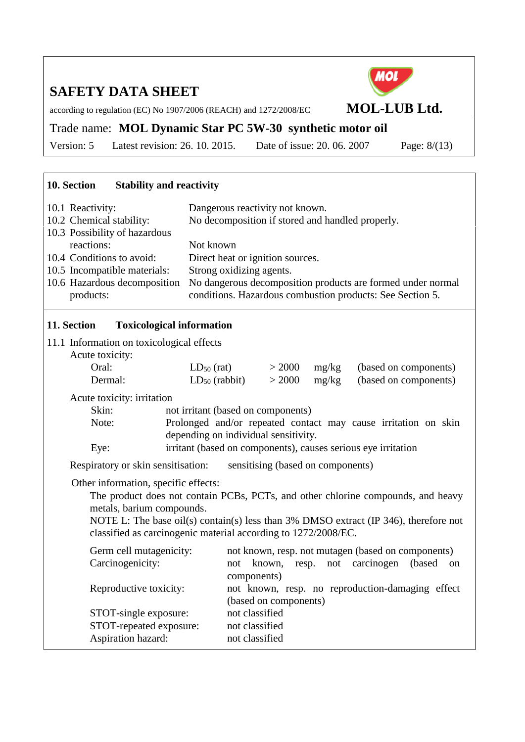## 10. Section Stability and reactivity

| | |
|---|---|
| 10.1 Reactivity: | Dangerous reactivity not known. |
| 10.2 Chemical stability: | No decomposition if stored and handled properly. |
| 10.3 Possibility of hazardous reactions: | Not known |
| 10.4 Conditions to avoid: | Direct heat or ignition sources. |
| 10.5 Incompatible materials: | Strong oxidizing agents. |
| 10.6 Hazardous decomposition products: | No dangerous decomposition products are formed under normal conditions. Hazardous combustion products: See Section 5. |

## 11. Section Toxicological information

11.1 Information on toxicological effects

Acute toxicity:

| | | | | |
|---|---|---|---|---|
| Oral: | $LD_{50}$ (rat) | > 2000 | mg/kg | (based on components) |
| Dermal: | $LD_{50}$ (rabbit) | > 2000 | mg/kg | (based on components) |

Acute toxicity: irritation

| | |
|---|---|
| Skin: | not irritant (based on components) |
| Note: | Prolonged and/or repeated contact may cause irritation on skin depending on individual sensitivity. |
| Eye: | irritant (based on components), causes serious eye irritation |

Respiratory or skin sensitisation: sensitising (based on components)

Other information, specific effects:

The product does not contain PCBs, PCTs, and other chlorine compounds, and heavy metals, barium compounds.

NOTE L: The base oil(s) contain(s) less than 3% DMSO extract (IP 346), therefore not classified as carcinogenic material according to 1272/2008/EC.

| | |
|---|---|
| Germ cell mutagenicity: | not known, resp. not mutagen (based on components) |
| Carcinogenicity: | not known, resp. not carcinogen (based on components) |
| Reproductive toxicity: | not known, resp. no reproduction-damaging effect (based on components) |
| STOT-single exposure: | not classified |
| STOT-repeated exposure: | not classified |
| Aspiration hazard: | not classified |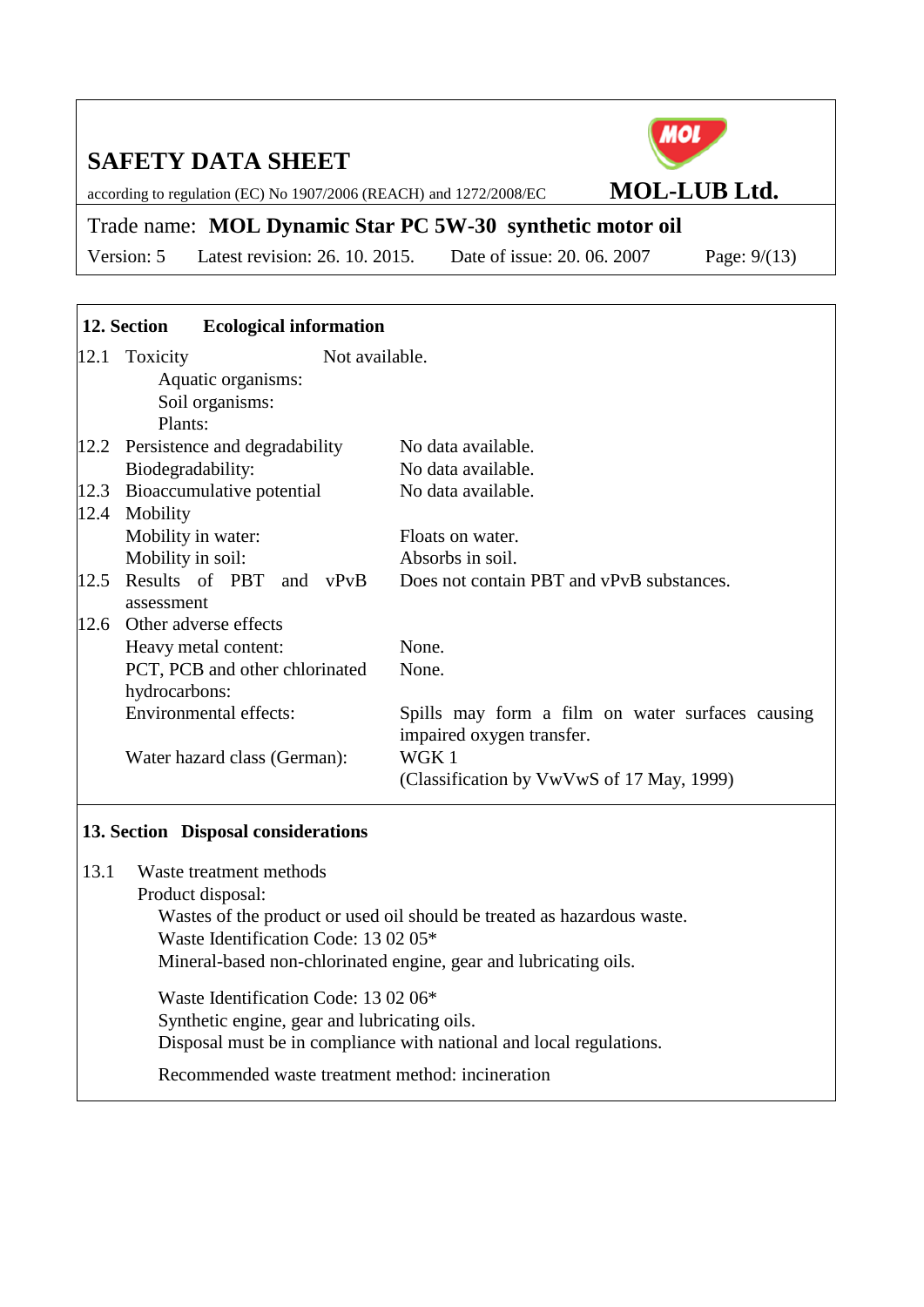## 12. Section Ecological information

| | | |
|---|---|---|
| 12.1 | Toxicity<br>Aquatic organisms:<br>Soil organisms:<br>Plants: | Not available. |
| 12.2 | Persistence and degradability | No data available. |
| | Biodegradability: | No data available. |
| 12.3 | Bioaccumulative potential | No data available. |
| 12.4 | Mobility | |
| | Mobility in water: | Floats on water. |
| | Mobility in soil: | Absorbs in soil. |
| 12.5 | Results of PBT and vPvB assessment | Does not contain PBT and vPvB substances. |
| 12.6 | Other adverse effects | |
| | Heavy metal content: | None. |
| | PCT, PCB and other chlorinated hydrocarbons: | None. |
| | Environmental effects: | Spills may form a film on water surfaces causing impaired oxygen transfer. |
| | Water hazard class (German): | WGK 1<br>(Classification by VwVwS of 17 May, 1999) |

## 13. Section Disposal considerations

13.1 Waste treatment methods

Product disposal:

Wastes of the product or used oil should be treated as hazardous waste.
Waste Identification Code: 13 02 05*
Mineral-based non-chlorinated engine, gear and lubricating oils.

Waste Identification Code: 13 02 06*
Synthetic engine, gear and lubricating oils.
Disposal must be in compliance with national and local regulations.

Recommended waste treatment method: incineration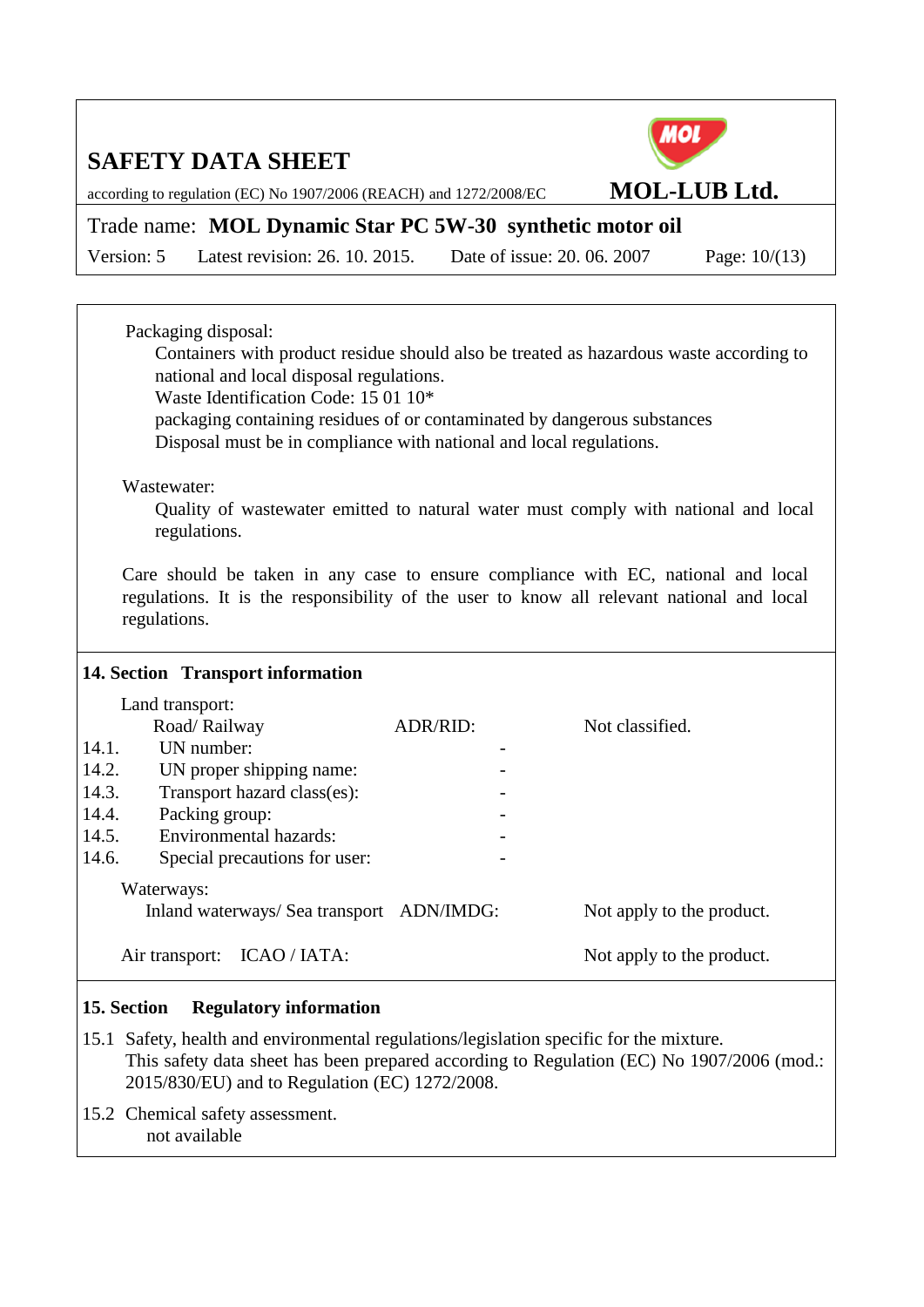Packaging disposal:

Containers with product residue should also be treated as hazardous waste according to national and local disposal regulations.
Waste Identification Code: 15 01 10*
packaging containing residues of or contaminated by dangerous substances
Disposal must be in compliance with national and local regulations.

Wastewater:

Quality of wastewater emitted to natural water must comply with national and local regulations.

Care should be taken in any case to ensure compliance with EC, national and local regulations. It is the responsibility of the user to know all relevant national and local regulations.

## 14. Section Transport information

Land transport:

| | | | |
|---|---|---|---|
| | Road/ Railway | ADR/RID: | Not classified. |
| 14.1. | UN number: | - | |
| 14.2. | UN proper shipping name: | - | |
| 14.3. | Transport hazard class(es): | - | |
| 14.4. | Packing group: | - | |
| 14.5. | Environmental hazards: | - | |
| 14.6. | Special precautions for user: | - | |

Waterways:

Inland waterways/ Sea transport ADN/IMDG: Not apply to the product.

Air transport: ICAO / IATA: Not apply to the product.

## 15. Section Regulatory information

15.1 Safety, health and environmental regulations/legislation specific for the mixture.
This safety data sheet has been prepared according to Regulation (EC) No 1907/2006 (mod.: 2015/830/EU) and to Regulation (EC) 1272/2008.

15.2 Chemical safety assessment.
not available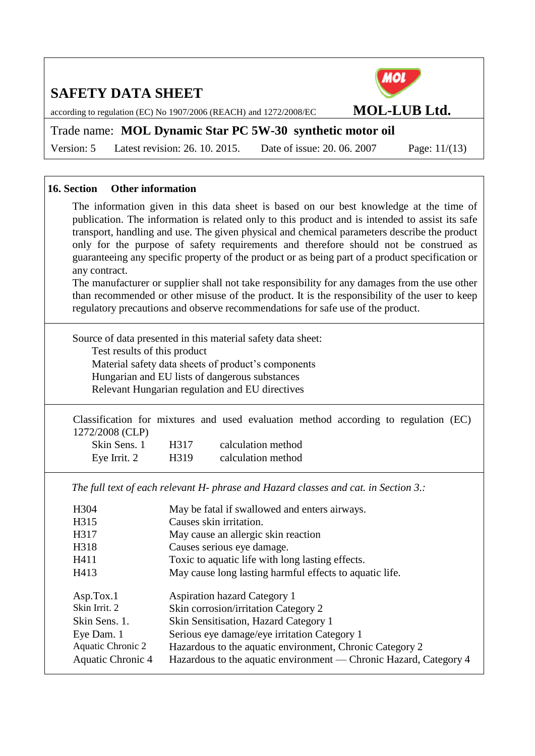## 16. Section Other information

The information given in this data sheet is based on our best knowledge at the time of publication. The information is related only to this product and is intended to assist its safe transport, handling and use. The given physical and chemical parameters describe the product only for the purpose of safety requirements and therefore should not be construed as guaranteeing any specific property of the product or as being part of a product specification or any contract.
The manufacturer or supplier shall not take responsibility for any damages from the use other than recommended or other misuse of the product. It is the responsibility of the user to keep regulatory precautions and observe recommendations for safe use of the product.

Source of data presented in this material safety data sheet:

- Test results of this product
- Material safety data sheets of product's components
- Hungarian and EU lists of dangerous substances
- Relevant Hungarian regulation and EU directives

Classification for mixtures and used evaluation method according to regulation (EC) 1272/2008 (CLP)

| | | |
|---|---|---|
| Skin Sens. 1 | H317 | calculation method |
| Eye Irrit. 2 | H319 | calculation method |

*The full text of each relevant H- phrase and Hazard classes and cat. in Section 3.:*

| | |
|---|---|
| H304 | May be fatal if swallowed and enters airways. |
| H315 | Causes skin irritation. |
| H317 | May cause an allergic skin reaction |
| H318 | Causes serious eye damage. |
| H411 | Toxic to aquatic life with long lasting effects. |
| H413 | May cause long lasting harmful effects to aquatic life. |

| | |
|---|---|
| Asp.Tox.1 | Aspiration hazard Category 1 |
| Skin Irrit. 2 | Skin corrosion/irritation Category 2 |
| Skin Sens. 1. | Skin Sensitisation, Hazard Category 1 |
| Eye Dam. 1 | Serious eye damage/eye irritation Category 1 |
| Aquatic Chronic 2 | Hazardous to the aquatic environment, Chronic Category 2 |
| Aquatic Chronic 4 | Hazardous to the aquatic environment — Chronic Hazard, Category 4 |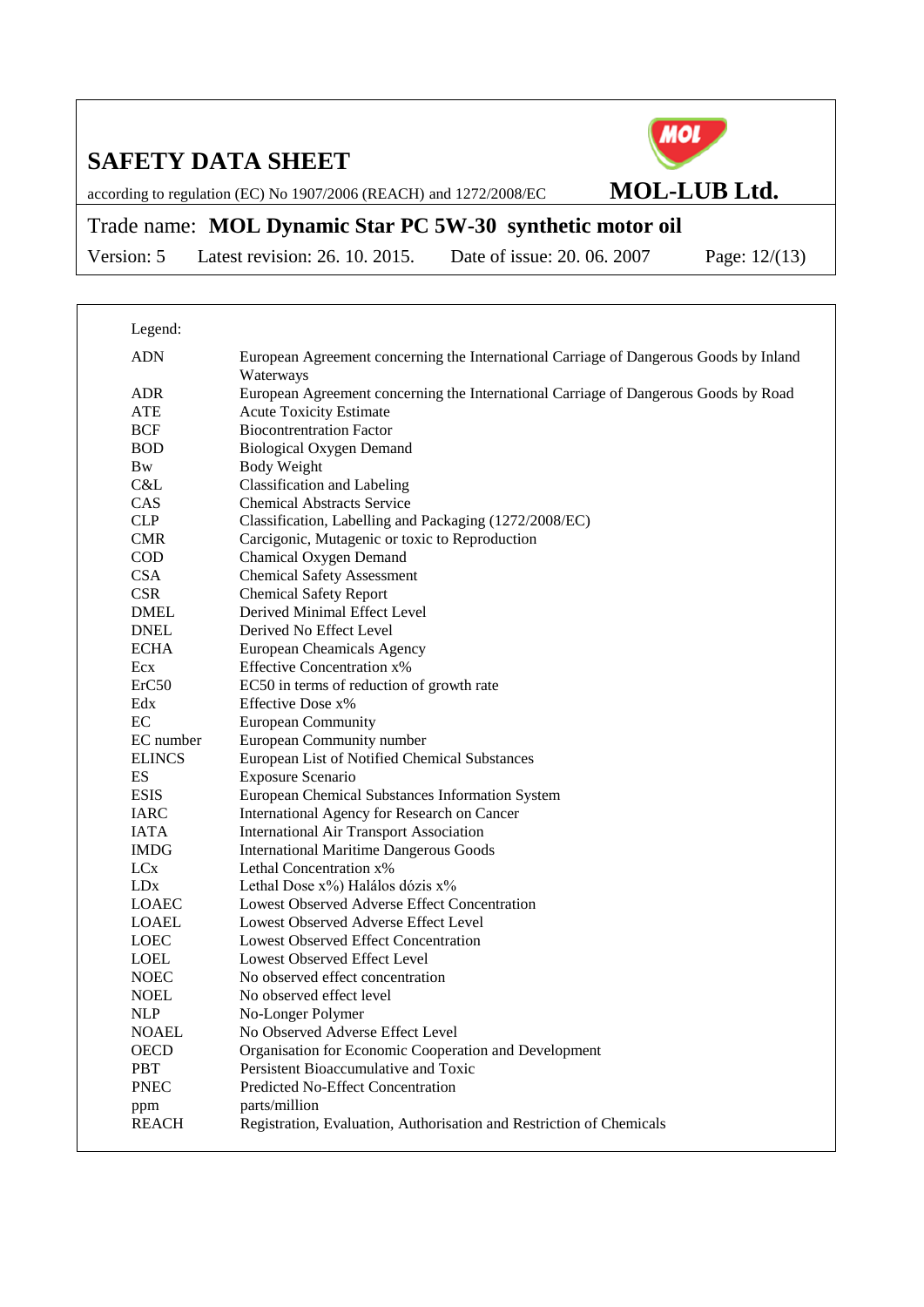Legend:

| | |
|---|---|
| ADN | European Agreement concerning the International Carriage of Dangerous Goods by Inland Waterways |
| ADR | European Agreement concerning the International Carriage of Dangerous Goods by Road |
| ATE | Acute Toxicity Estimate |
| BCF | Biocontrentration Factor |
| BOD | Biological Oxygen Demand |
| Bw | Body Weight |
| C&L | Classification and Labeling |
| CAS | Chemical Abstracts Service |
| CLP | Classification, Labelling and Packaging (1272/2008/EC) |
| CMR | Carcigonic, Mutagenic or toxic to Reproduction |
| COD | Chamical Oxygen Demand |
| CSA | Chemical Safety Assessment |
| CSR | Chemical Safety Report |
| DMEL | Derived Minimal Effect Level |
| DNEL | Derived No Effect Level |
| ECHA | European Cheamicals Agency |
| Ecx | Effective Concentration x% |
| ErC50 | EC50 in terms of reduction of growth rate |
| Edx | Effective Dose x% |
| EC | European Community |
| EC number | European Community number |
| ELINCS | European List of Notified Chemical Substances |
| ES | Exposure Scenario |
| ESIS | European Chemical Substances Information System |
| IARC | International Agency for Research on Cancer |
| IATA | International Air Transport Association |
| IMDG | International Maritime Dangerous Goods |
| LCx | Lethal Concentration x% |
| LDx | Lethal Dose x%) Halálos dózis x% |
| LOAEC | Lowest Observed Adverse Effect Concentration |
| LOAEL | Lowest Observed Adverse Effect Level |
| LOEC | Lowest Observed Effect Concentration |
| LOEL | Lowest Observed Effect Level |
| NOEC | No observed effect concentration |
| NOEL | No observed effect level |
| NLP | No-Longer Polymer |
| NOAEL | No Observed Adverse Effect Level |
| OECD | Organisation for Economic Cooperation and Development |
| PBT | Persistent Bioaccumulative and Toxic |
| PNEC | Predicted No-Effect Concentration |
| ppm | parts/million |
| REACH | Registration, Evaluation, Authorisation and Restriction of Chemicals |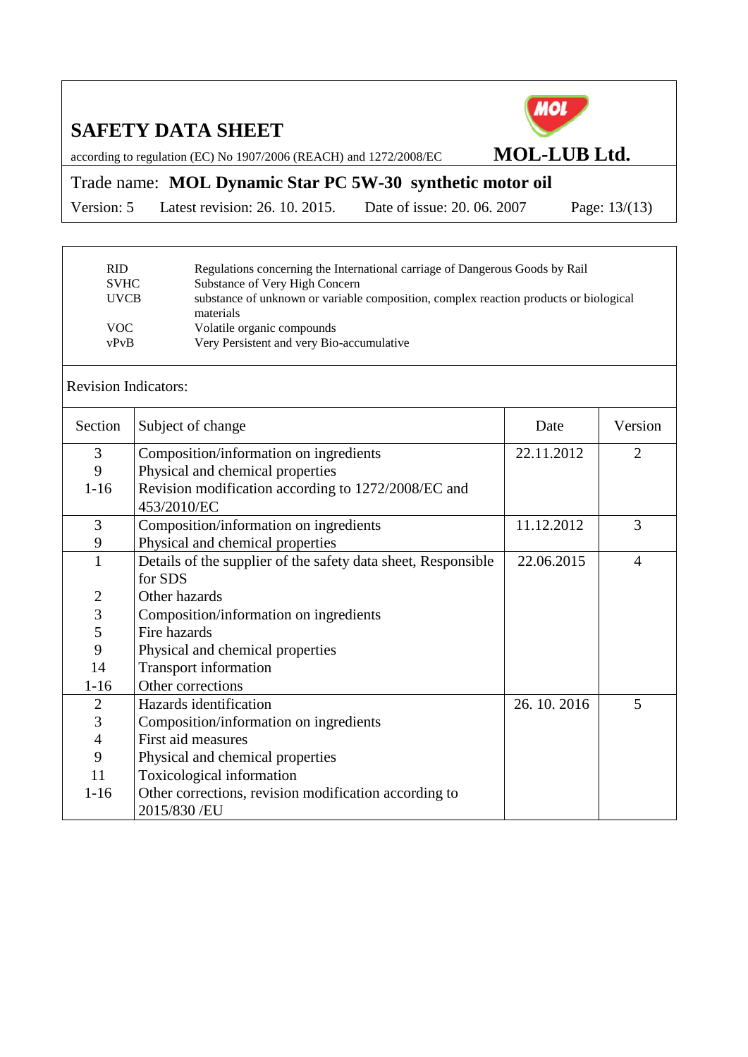| | |
|---|---|
| RID | Regulations concerning the International carriage of Dangerous Goods by Rail |
| SVHC | Substance of Very High Concern |
| UVCB | substance of unknown or variable composition, complex reaction products or biological materials |
| VOC | Volatile organic compounds |
| vPvB | Very Persistent and very Bio-accumulative |

Revision Indicators:

| Section | Subject of change | Date | Version |
|---|---|---|---|
| 3<br>9<br>1-16 | Composition/information on ingredients<br>Physical and chemical properties<br>Revision modification according to 1272/2008/EC and 453/2010/EC | 22.11.2012 | 2 |
| 3<br>9 | Composition/information on ingredients<br>Physical and chemical properties | 11.12.2012 | 3 |
| 1<br>2<br>3<br>5<br>9<br>14<br>1-16 | Details of the supplier of the safety data sheet, Responsible for SDS<br>Other hazards<br>Composition/information on ingredients<br>Fire hazards<br>Physical and chemical properties<br>Transport information<br>Other corrections | 22.06.2015 | 4 |
| 2<br>3<br>4<br>9<br>11<br>1-16 | Hazards identification<br>Composition/information on ingredients<br>First aid measures<br>Physical and chemical properties<br>Toxicological information<br>Other corrections, revision modification according to 2015/830 /EU | 26. 10. 2016 | 5 |